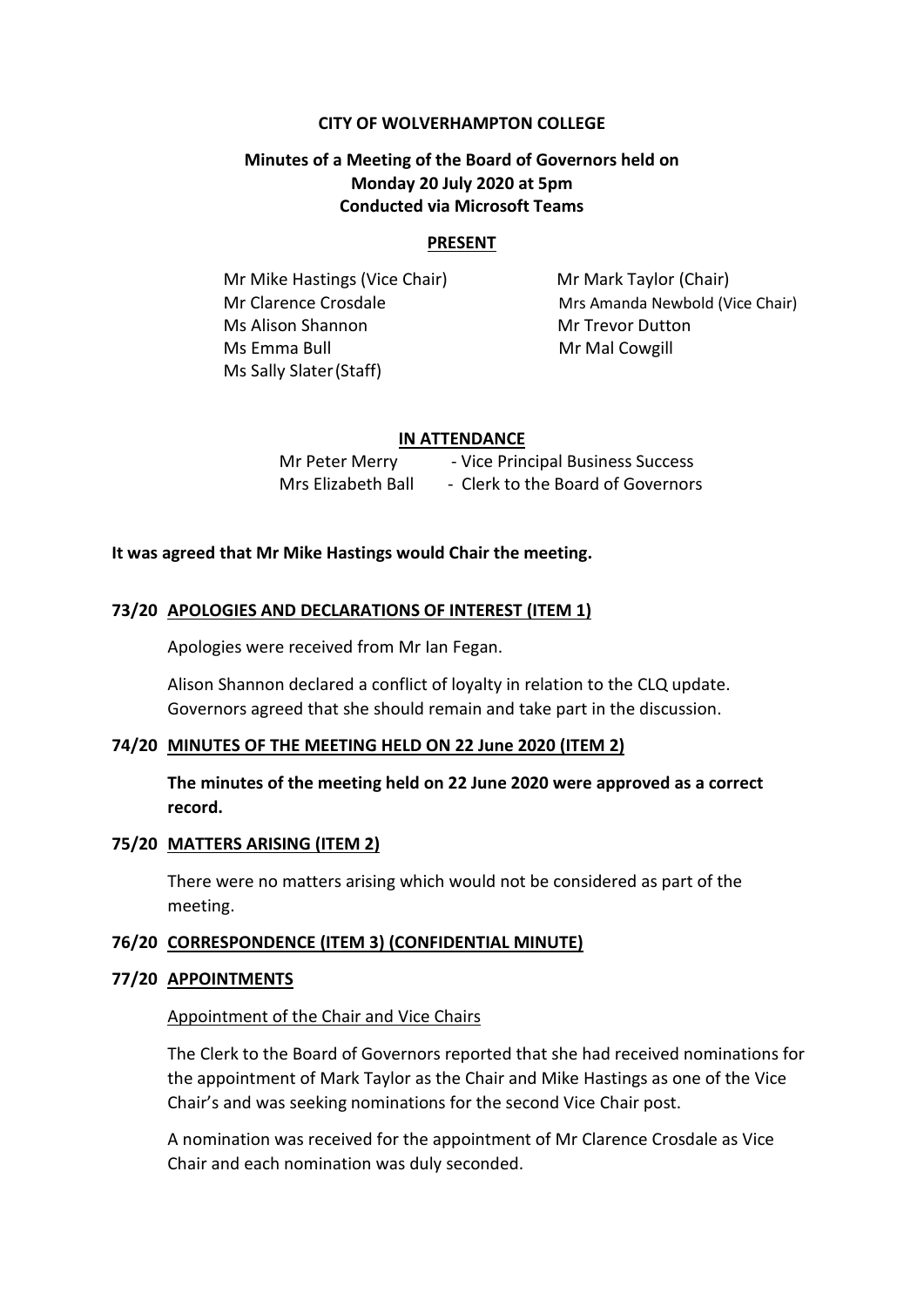**CITY OF WOLVERHAMPTON COLLEGE**

**Minutes of a Meeting of the Board of Governors held on Monday 20 July 2020 at 5pm Conducted via Microsoft Teams**

**PRESENT**

Mr Mike Hastings (Vice Chair)
Mr Mark Taylor (Chair)
Mr Clarence Crosdale
Mrs Amanda Newbold (Vice Chair)
Ms Alison Shannon
Mr Trevor Dutton
Ms Emma Bull
Mr Mal Cowgill
Ms Sally Slater (Staff)

**IN ATTENDANCE**

Mr Peter Merry - Vice Principal Business Success
Mrs Elizabeth Ball - Clerk to the Board of Governors

**It was agreed that Mr Mike Hastings would Chair the meeting.**

**73/20 APOLOGIES AND DECLARATIONS OF INTEREST (ITEM 1)**

Apologies were received from Mr Ian Fegan.

Alison Shannon declared a conflict of loyalty in relation to the CLQ update. Governors agreed that she should remain and take part in the discussion.

**74/20 MINUTES OF THE MEETING HELD ON 22 June 2020 (ITEM 2)**

**The minutes of the meeting held on 22 June 2020 were approved as a correct record.**

**75/20 MATTERS ARISING (ITEM 2)**

There were no matters arising which would not be considered as part of the meeting.

**76/20 CORRESPONDENCE (ITEM 3) (CONFIDENTIAL MINUTE)**

**77/20 APPOINTMENTS**

Appointment of the Chair and Vice Chairs

The Clerk to the Board of Governors reported that she had received nominations for the appointment of Mark Taylor as the Chair and Mike Hastings as one of the Vice Chair's and was seeking nominations for the second Vice Chair post.

A nomination was received for the appointment of Mr Clarence Crosdale as Vice Chair and each nomination was duly seconded.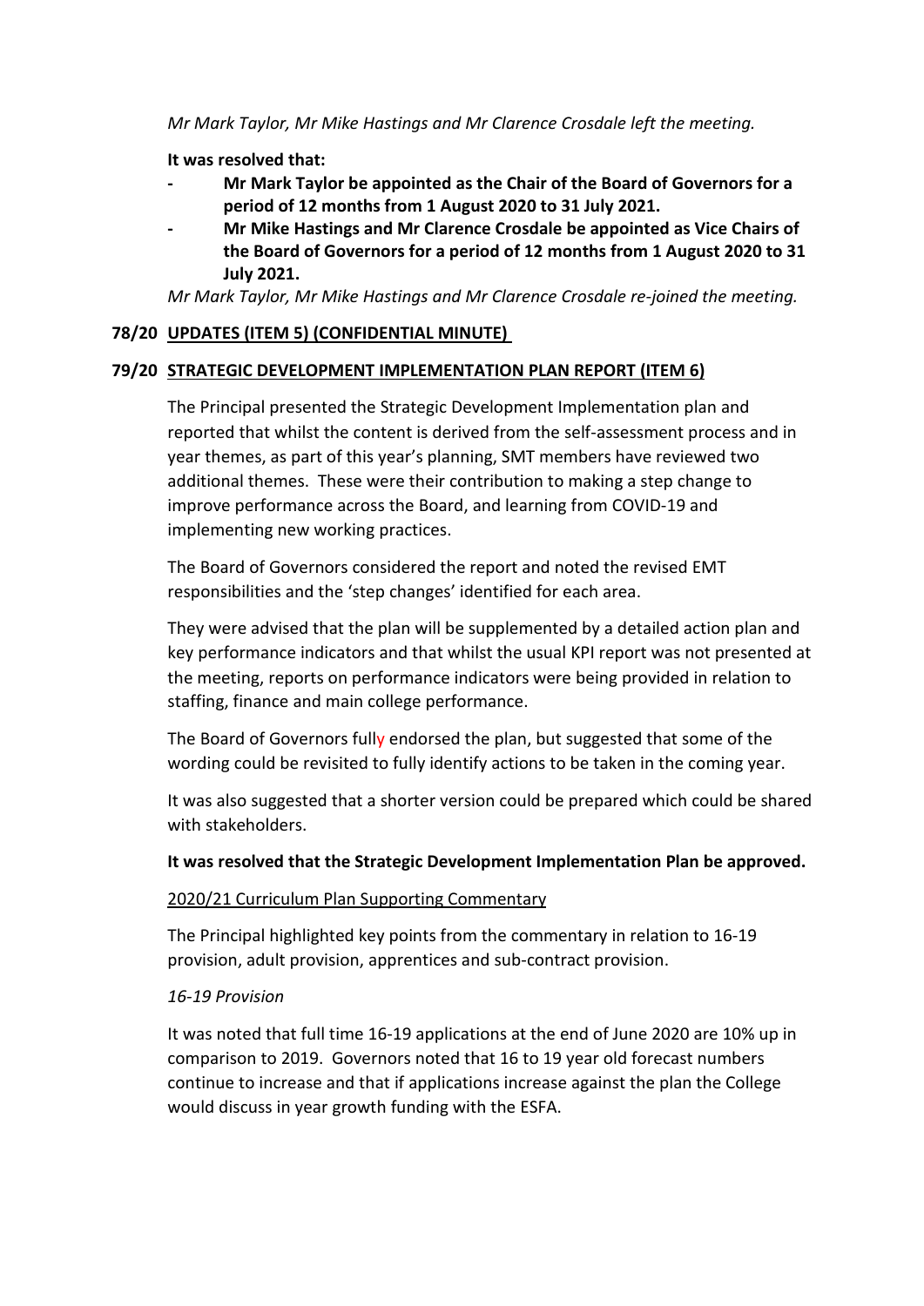*Mr Mark Taylor, Mr Mike Hastings and Mr Clarence Crosdale left the meeting.*

**It was resolved that:**

- **Mr Mark Taylor be appointed as the Chair of the Board of Governors for a period of 12 months from 1 August 2020 to 31 July 2021.**
- **Mr Mike Hastings and Mr Clarence Crosdale be appointed as Vice Chairs of the Board of Governors for a period of 12 months from 1 August 2020 to 31 July 2021.**

*Mr Mark Taylor, Mr Mike Hastings and Mr Clarence Crosdale re-joined the meeting.*

## 78/20 UPDATES (ITEM 5) (CONFIDENTIAL MINUTE)

## 79/20 STRATEGIC DEVELOPMENT IMPLEMENTATION PLAN REPORT (ITEM 6)

The Principal presented the Strategic Development Implementation plan and reported that whilst the content is derived from the self-assessment process and in year themes, as part of this year's planning, SMT members have reviewed two additional themes. These were their contribution to making a step change to improve performance across the Board, and learning from COVID-19 and implementing new working practices.

The Board of Governors considered the report and noted the revised EMT responsibilities and the 'step changes' identified for each area.

They were advised that the plan will be supplemented by a detailed action plan and key performance indicators and that whilst the usual KPI report was not presented at the meeting, reports on performance indicators were being provided in relation to staffing, finance and main college performance.

The Board of Governors fully endorsed the plan, but suggested that some of the wording could be revisited to fully identify actions to be taken in the coming year.

It was also suggested that a shorter version could be prepared which could be shared with stakeholders.

**It was resolved that the Strategic Development Implementation Plan be approved.**

2020/21 Curriculum Plan Supporting Commentary

The Principal highlighted key points from the commentary in relation to 16-19 provision, adult provision, apprentices and sub-contract provision.

*16-19 Provision*

It was noted that full time 16-19 applications at the end of June 2020 are 10% up in comparison to 2019. Governors noted that 16 to 19 year old forecast numbers continue to increase and that if applications increase against the plan the College would discuss in year growth funding with the ESFA.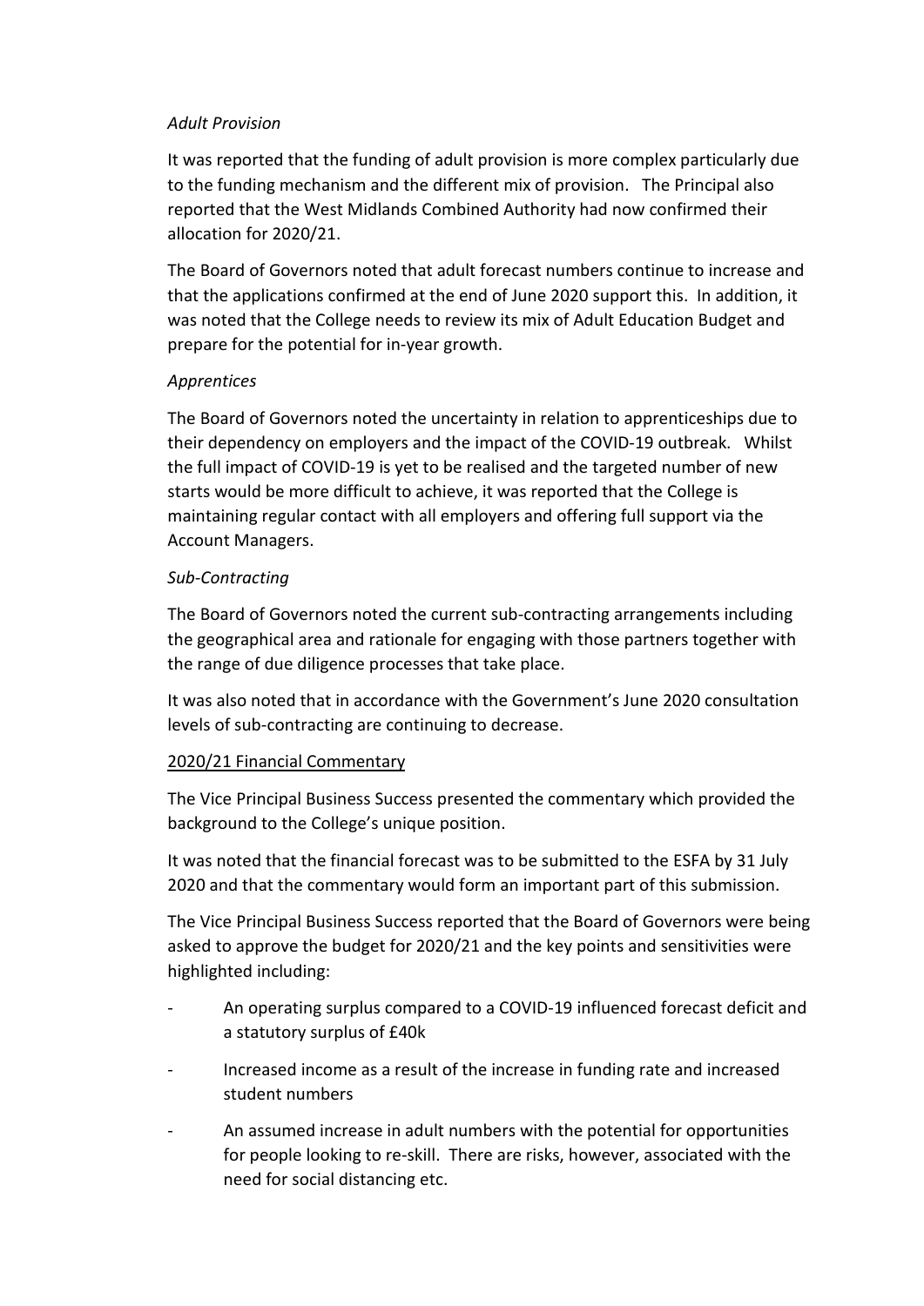*Adult Provision*

It was reported that the funding of adult provision is more complex particularly due to the funding mechanism and the different mix of provision. The Principal also reported that the West Midlands Combined Authority had now confirmed their allocation for 2020/21.

The Board of Governors noted that adult forecast numbers continue to increase and that the applications confirmed at the end of June 2020 support this. In addition, it was noted that the College needs to review its mix of Adult Education Budget and prepare for the potential for in-year growth.

*Apprentices*

The Board of Governors noted the uncertainty in relation to apprenticeships due to their dependency on employers and the impact of the COVID-19 outbreak. Whilst the full impact of COVID-19 is yet to be realised and the targeted number of new starts would be more difficult to achieve, it was reported that the College is maintaining regular contact with all employers and offering full support via the Account Managers.

*Sub-Contracting*

The Board of Governors noted the current sub-contracting arrangements including the geographical area and rationale for engaging with those partners together with the range of due diligence processes that take place.

It was also noted that in accordance with the Government's June 2020 consultation levels of sub-contracting are continuing to decrease.

<u>2020/21 Financial Commentary</u>

The Vice Principal Business Success presented the commentary which provided the background to the College's unique position.

It was noted that the financial forecast was to be submitted to the ESFA by 31 July 2020 and that the commentary would form an important part of this submission.

The Vice Principal Business Success reported that the Board of Governors were being asked to approve the budget for 2020/21 and the key points and sensitivities were highlighted including:

- An operating surplus compared to a COVID-19 influenced forecast deficit and a statutory surplus of £40k
- Increased income as a result of the increase in funding rate and increased student numbers
- An assumed increase in adult numbers with the potential for opportunities for people looking to re-skill. There are risks, however, associated with the need for social distancing etc.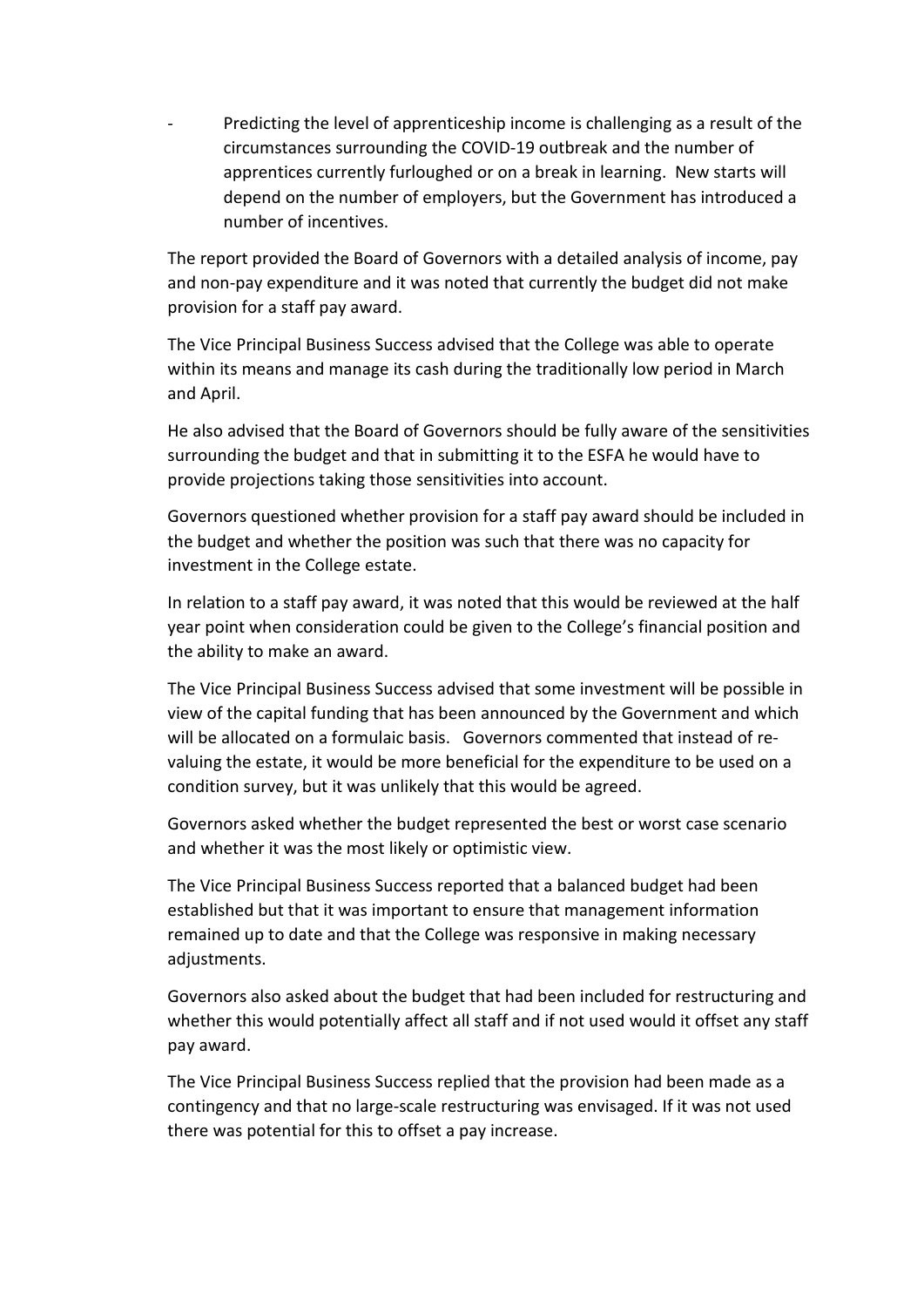- Predicting the level of apprenticeship income is challenging as a result of the circumstances surrounding the COVID-19 outbreak and the number of apprentices currently furloughed or on a break in learning. New starts will depend on the number of employers, but the Government has introduced a number of incentives.

The report provided the Board of Governors with a detailed analysis of income, pay and non-pay expenditure and it was noted that currently the budget did not make provision for a staff pay award.

The Vice Principal Business Success advised that the College was able to operate within its means and manage its cash during the traditionally low period in March and April.

He also advised that the Board of Governors should be fully aware of the sensitivities surrounding the budget and that in submitting it to the ESFA he would have to provide projections taking those sensitivities into account.

Governors questioned whether provision for a staff pay award should be included in the budget and whether the position was such that there was no capacity for investment in the College estate.

In relation to a staff pay award, it was noted that this would be reviewed at the half year point when consideration could be given to the College's financial position and the ability to make an award.

The Vice Principal Business Success advised that some investment will be possible in view of the capital funding that has been announced by the Government and which will be allocated on a formulaic basis. Governors commented that instead of re-valuing the estate, it would be more beneficial for the expenditure to be used on a condition survey, but it was unlikely that this would be agreed.

Governors asked whether the budget represented the best or worst case scenario and whether it was the most likely or optimistic view.

The Vice Principal Business Success reported that a balanced budget had been established but that it was important to ensure that management information remained up to date and that the College was responsive in making necessary adjustments.

Governors also asked about the budget that had been included for restructuring and whether this would potentially affect all staff and if not used would it offset any staff pay award.

The Vice Principal Business Success replied that the provision had been made as a contingency and that no large-scale restructuring was envisaged. If it was not used there was potential for this to offset a pay increase.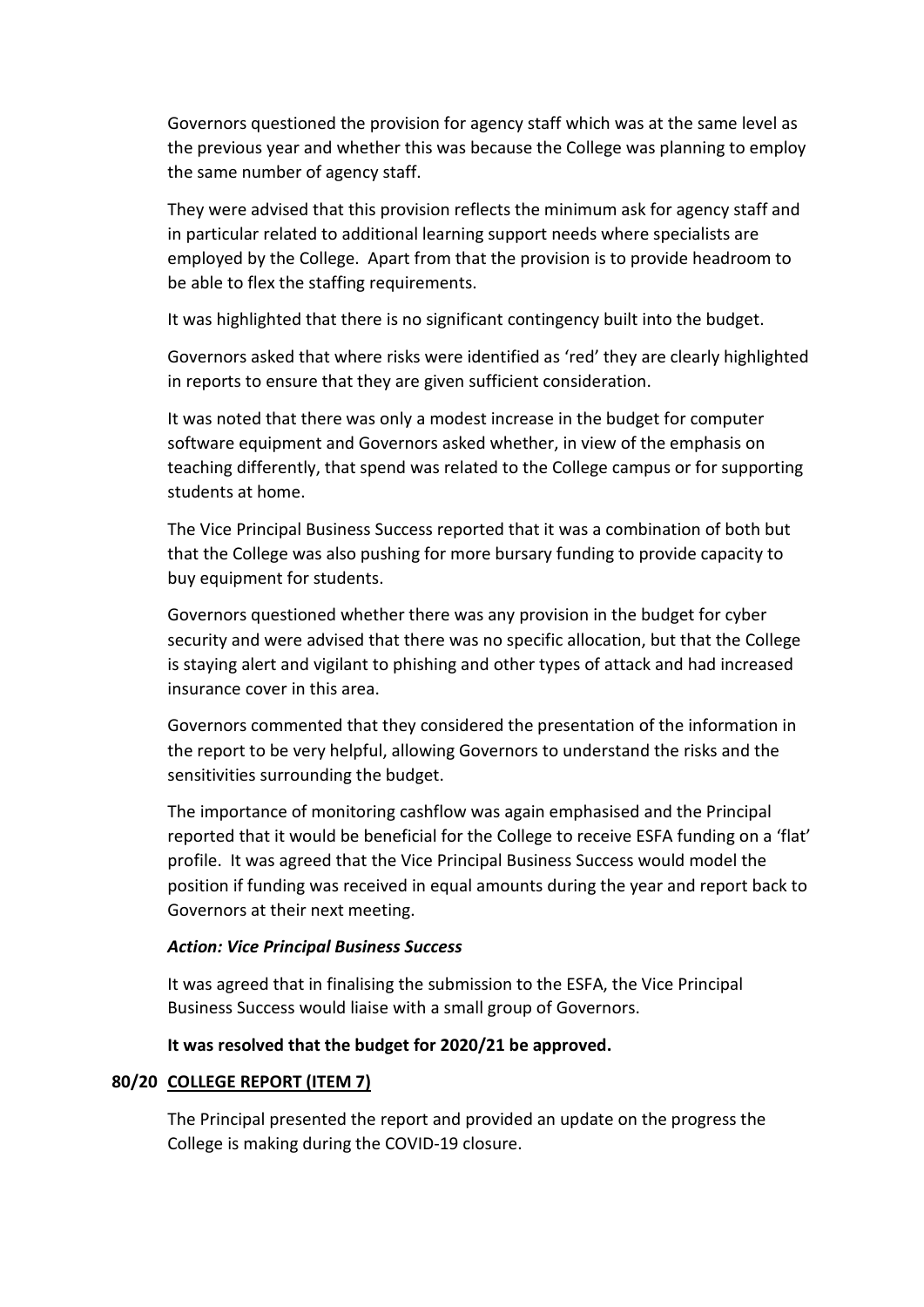Governors questioned the provision for agency staff which was at the same level as the previous year and whether this was because the College was planning to employ the same number of agency staff.

They were advised that this provision reflects the minimum ask for agency staff and in particular related to additional learning support needs where specialists are employed by the College. Apart from that the provision is to provide headroom to be able to flex the staffing requirements.

It was highlighted that there is no significant contingency built into the budget.

Governors asked that where risks were identified as 'red' they are clearly highlighted in reports to ensure that they are given sufficient consideration.

It was noted that there was only a modest increase in the budget for computer software equipment and Governors asked whether, in view of the emphasis on teaching differently, that spend was related to the College campus or for supporting students at home.

The Vice Principal Business Success reported that it was a combination of both but that the College was also pushing for more bursary funding to provide capacity to buy equipment for students.

Governors questioned whether there was any provision in the budget for cyber security and were advised that there was no specific allocation, but that the College is staying alert and vigilant to phishing and other types of attack and had increased insurance cover in this area.

Governors commented that they considered the presentation of the information in the report to be very helpful, allowing Governors to understand the risks and the sensitivities surrounding the budget.

The importance of monitoring cashflow was again emphasised and the Principal reported that it would be beneficial for the College to receive ESFA funding on a 'flat' profile. It was agreed that the Vice Principal Business Success would model the position if funding was received in equal amounts during the year and report back to Governors at their next meeting.

***Action: Vice Principal Business Success***

It was agreed that in finalising the submission to the ESFA, the Vice Principal Business Success would liaise with a small group of Governors.

**It was resolved that the budget for 2020/21 be approved.**

**80/20 COLLEGE REPORT (ITEM 7)**

The Principal presented the report and provided an update on the progress the College is making during the COVID-19 closure.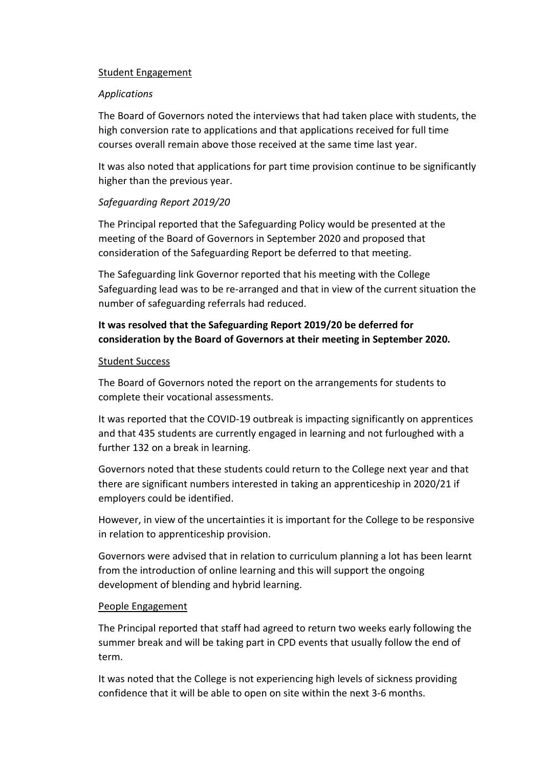Student Engagement

*Applications*

The Board of Governors noted the interviews that had taken place with students, the high conversion rate to applications and that applications received for full time courses overall remain above those received at the same time last year.

It was also noted that applications for part time provision continue to be significantly higher than the previous year.

*Safeguarding Report 2019/20*

The Principal reported that the Safeguarding Policy would be presented at the meeting of the Board of Governors in September 2020 and proposed that consideration of the Safeguarding Report be deferred to that meeting.

The Safeguarding link Governor reported that his meeting with the College Safeguarding lead was to be re-arranged and that in view of the current situation the number of safeguarding referrals had reduced.

**It was resolved that the Safeguarding Report 2019/20 be deferred for consideration by the Board of Governors at their meeting in September 2020.**

Student Success

The Board of Governors noted the report on the arrangements for students to complete their vocational assessments.

It was reported that the COVID-19 outbreak is impacting significantly on apprentices and that 435 students are currently engaged in learning and not furloughed with a further 132 on a break in learning.

Governors noted that these students could return to the College next year and that there are significant numbers interested in taking an apprenticeship in 2020/21 if employers could be identified.

However, in view of the uncertainties it is important for the College to be responsive in relation to apprenticeship provision.

Governors were advised that in relation to curriculum planning a lot has been learnt from the introduction of online learning and this will support the ongoing development of blending and hybrid learning.

People Engagement

The Principal reported that staff had agreed to return two weeks early following the summer break and will be taking part in CPD events that usually follow the end of term.

It was noted that the College is not experiencing high levels of sickness providing confidence that it will be able to open on site within the next 3-6 months.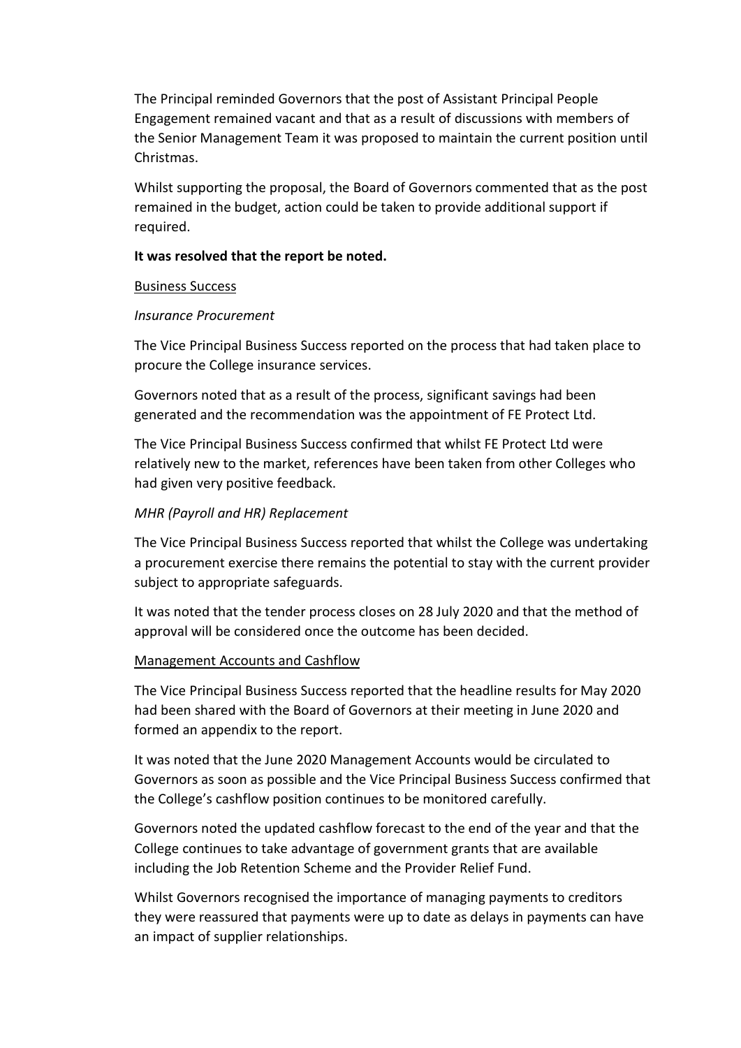The Principal reminded Governors that the post of Assistant Principal People Engagement remained vacant and that as a result of discussions with members of the Senior Management Team it was proposed to maintain the current position until Christmas.

Whilst supporting the proposal, the Board of Governors commented that as the post remained in the budget, action could be taken to provide additional support if required.

**It was resolved that the report be noted.**

<u>Business Success</u>

*Insurance Procurement*

The Vice Principal Business Success reported on the process that had taken place to procure the College insurance services.

Governors noted that as a result of the process, significant savings had been generated and the recommendation was the appointment of FE Protect Ltd.

The Vice Principal Business Success confirmed that whilst FE Protect Ltd were relatively new to the market, references have been taken from other Colleges who had given very positive feedback.

*MHR (Payroll and HR) Replacement*

The Vice Principal Business Success reported that whilst the College was undertaking a procurement exercise there remains the potential to stay with the current provider subject to appropriate safeguards.

It was noted that the tender process closes on 28 July 2020 and that the method of approval will be considered once the outcome has been decided.

<u>Management Accounts and Cashflow</u>

The Vice Principal Business Success reported that the headline results for May 2020 had been shared with the Board of Governors at their meeting in June 2020 and formed an appendix to the report.

It was noted that the June 2020 Management Accounts would be circulated to Governors as soon as possible and the Vice Principal Business Success confirmed that the College's cashflow position continues to be monitored carefully.

Governors noted the updated cashflow forecast to the end of the year and that the College continues to take advantage of government grants that are available including the Job Retention Scheme and the Provider Relief Fund.

Whilst Governors recognised the importance of managing payments to creditors they were reassured that payments were up to date as delays in payments can have an impact of supplier relationships.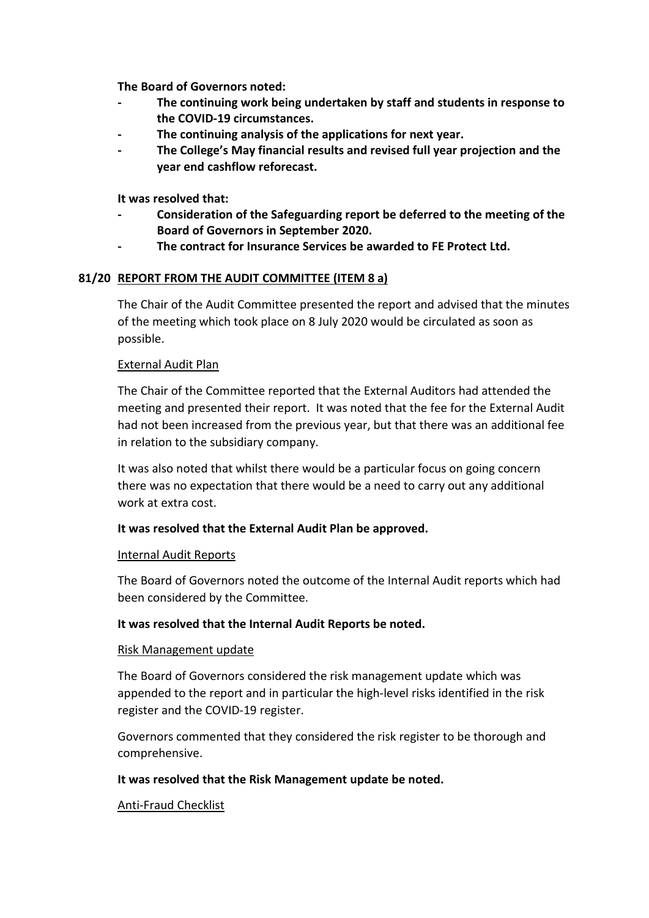**The Board of Governors noted:**

- **The continuing work being undertaken by staff and students in response to the COVID-19 circumstances.**
- **The continuing analysis of the applications for next year.**
- **The College's May financial results and revised full year projection and the year end cashflow reforecast.**

**It was resolved that:**

- **Consideration of the Safeguarding report be deferred to the meeting of the Board of Governors in September 2020.**
- **The contract for Insurance Services be awarded to FE Protect Ltd.**

**81/20 REPORT FROM THE AUDIT COMMITTEE (ITEM 8 a)**

The Chair of the Audit Committee presented the report and advised that the minutes of the meeting which took place on 8 July 2020 would be circulated as soon as possible.

External Audit Plan

The Chair of the Committee reported that the External Auditors had attended the meeting and presented their report. It was noted that the fee for the External Audit had not been increased from the previous year, but that there was an additional fee in relation to the subsidiary company.

It was also noted that whilst there would be a particular focus on going concern there was no expectation that there would be a need to carry out any additional work at extra cost.

**It was resolved that the External Audit Plan be approved.**

Internal Audit Reports

The Board of Governors noted the outcome of the Internal Audit reports which had been considered by the Committee.

**It was resolved that the Internal Audit Reports be noted.**

Risk Management update

The Board of Governors considered the risk management update which was appended to the report and in particular the high-level risks identified in the risk register and the COVID-19 register.

Governors commented that they considered the risk register to be thorough and comprehensive.

**It was resolved that the Risk Management update be noted.**

Anti-Fraud Checklist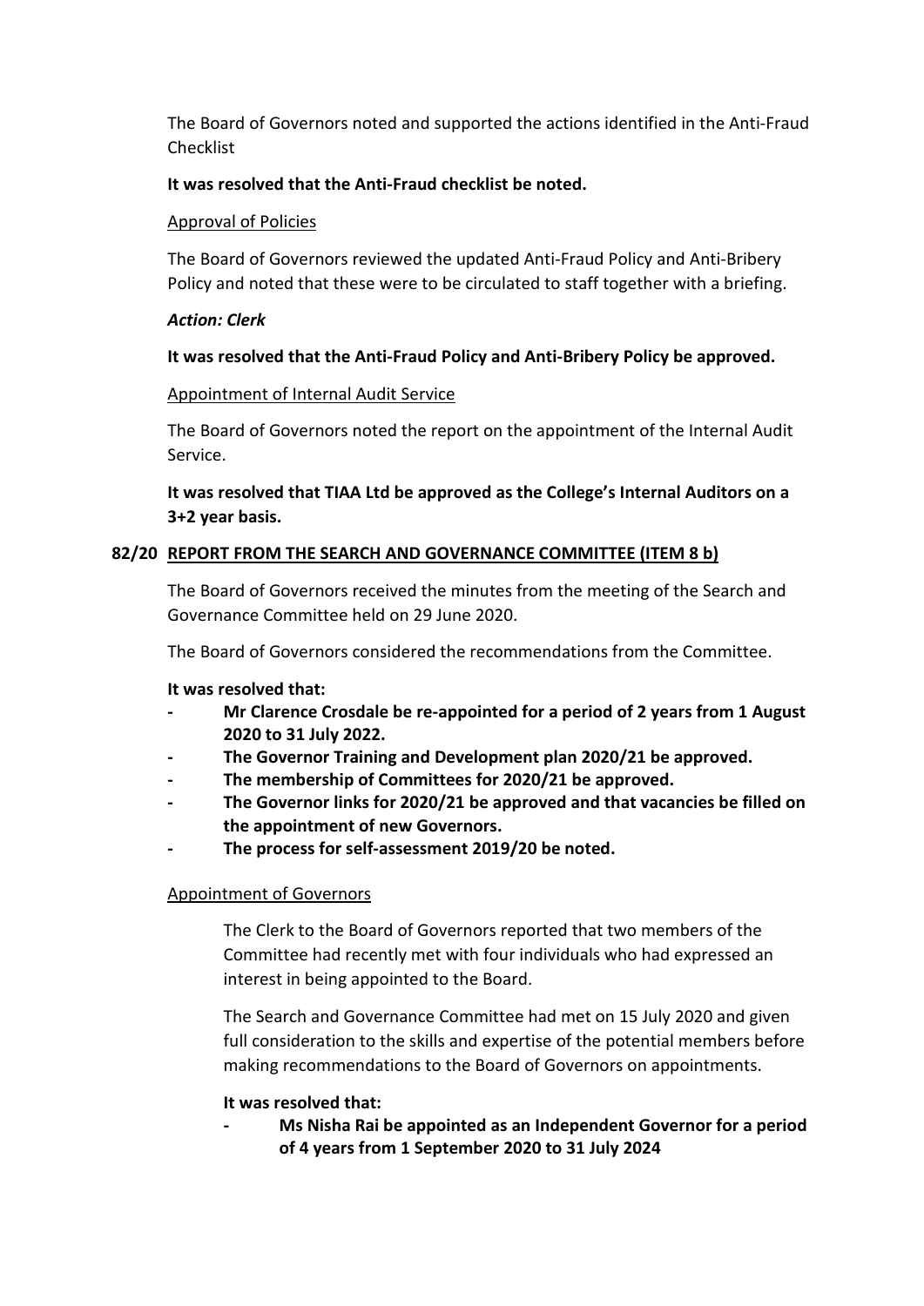The Board of Governors noted and supported the actions identified in the Anti-Fraud Checklist

**It was resolved that the Anti-Fraud checklist be noted.**

Approval of Policies

The Board of Governors reviewed the updated Anti-Fraud Policy and Anti-Bribery Policy and noted that these were to be circulated to staff together with a briefing.

***Action: Clerk***

**It was resolved that the Anti-Fraud Policy and Anti-Bribery Policy be approved.**

Appointment of Internal Audit Service

The Board of Governors noted the report on the appointment of the Internal Audit Service.

**It was resolved that TIAA Ltd be approved as the College's Internal Auditors on a 3+2 year basis.**

**82/20 REPORT FROM THE SEARCH AND GOVERNANCE COMMITTEE (ITEM 8 b)**

The Board of Governors received the minutes from the meeting of the Search and Governance Committee held on 29 June 2020.

The Board of Governors considered the recommendations from the Committee.

**It was resolved that:**

- **Mr Clarence Crosdale be re-appointed for a period of 2 years from 1 August 2020 to 31 July 2022.**
- **The Governor Training and Development plan 2020/21 be approved.**
- **The membership of Committees for 2020/21 be approved.**
- **The Governor links for 2020/21 be approved and that vacancies be filled on the appointment of new Governors.**
- **The process for self-assessment 2019/20 be noted.**

Appointment of Governors

The Clerk to the Board of Governors reported that two members of the Committee had recently met with four individuals who had expressed an interest in being appointed to the Board.

The Search and Governance Committee had met on 15 July 2020 and given full consideration to the skills and expertise of the potential members before making recommendations to the Board of Governors on appointments.

**It was resolved that:**

- **Ms Nisha Rai be appointed as an Independent Governor for a period of 4 years from 1 September 2020 to 31 July 2024**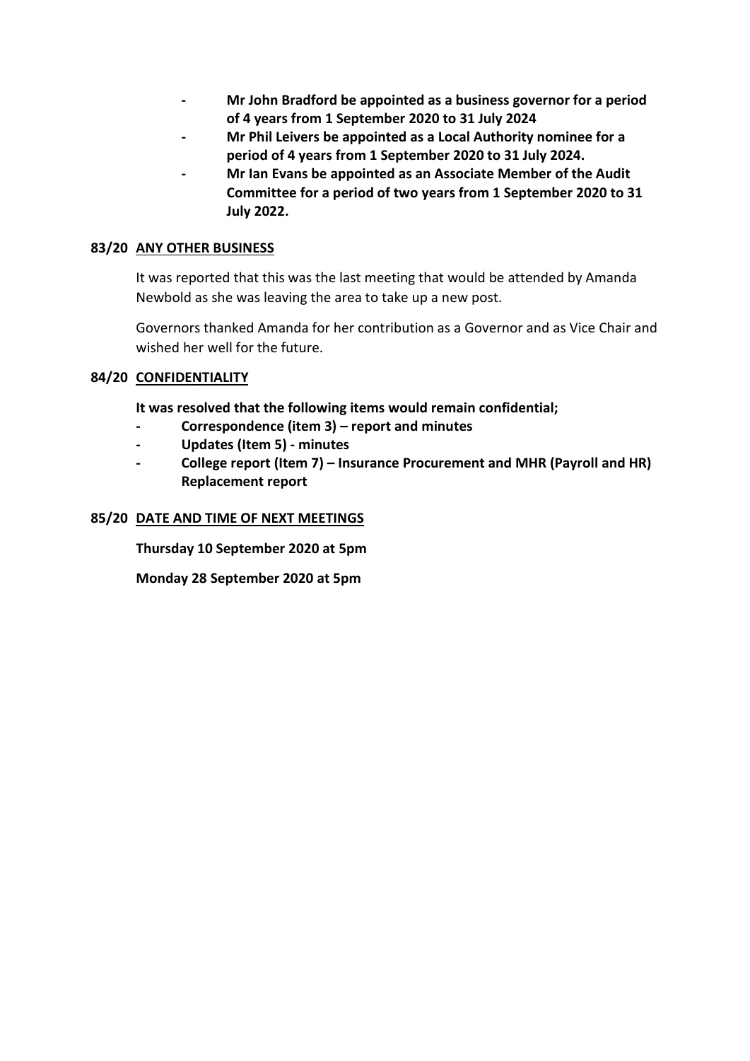- **Mr John Bradford be appointed as a business governor for a period of 4 years from 1 September 2020 to 31 July 2024**
- **Mr Phil Leivers be appointed as a Local Authority nominee for a period of 4 years from 1 September 2020 to 31 July 2024.**
- **Mr Ian Evans be appointed as an Associate Member of the Audit Committee for a period of two years from 1 September 2020 to 31 July 2022.**

**83/20 <u>ANY OTHER BUSINESS</u>**

It was reported that this was the last meeting that would be attended by Amanda Newbold as she was leaving the area to take up a new post.

Governors thanked Amanda for her contribution as a Governor and as Vice Chair and wished her well for the future.

**84/20 <u>CONFIDENTIALITY</u>**

**It was resolved that the following items would remain confidential;**

- **Correspondence (item 3) – report and minutes**
- **Updates (Item 5) - minutes**
- **College report (Item 7) – Insurance Procurement and MHR (Payroll and HR) Replacement report**

**85/20 <u>DATE AND TIME OF NEXT MEETINGS</u>**

**Thursday 10 September 2020 at 5pm**

**Monday 28 September 2020 at 5pm**